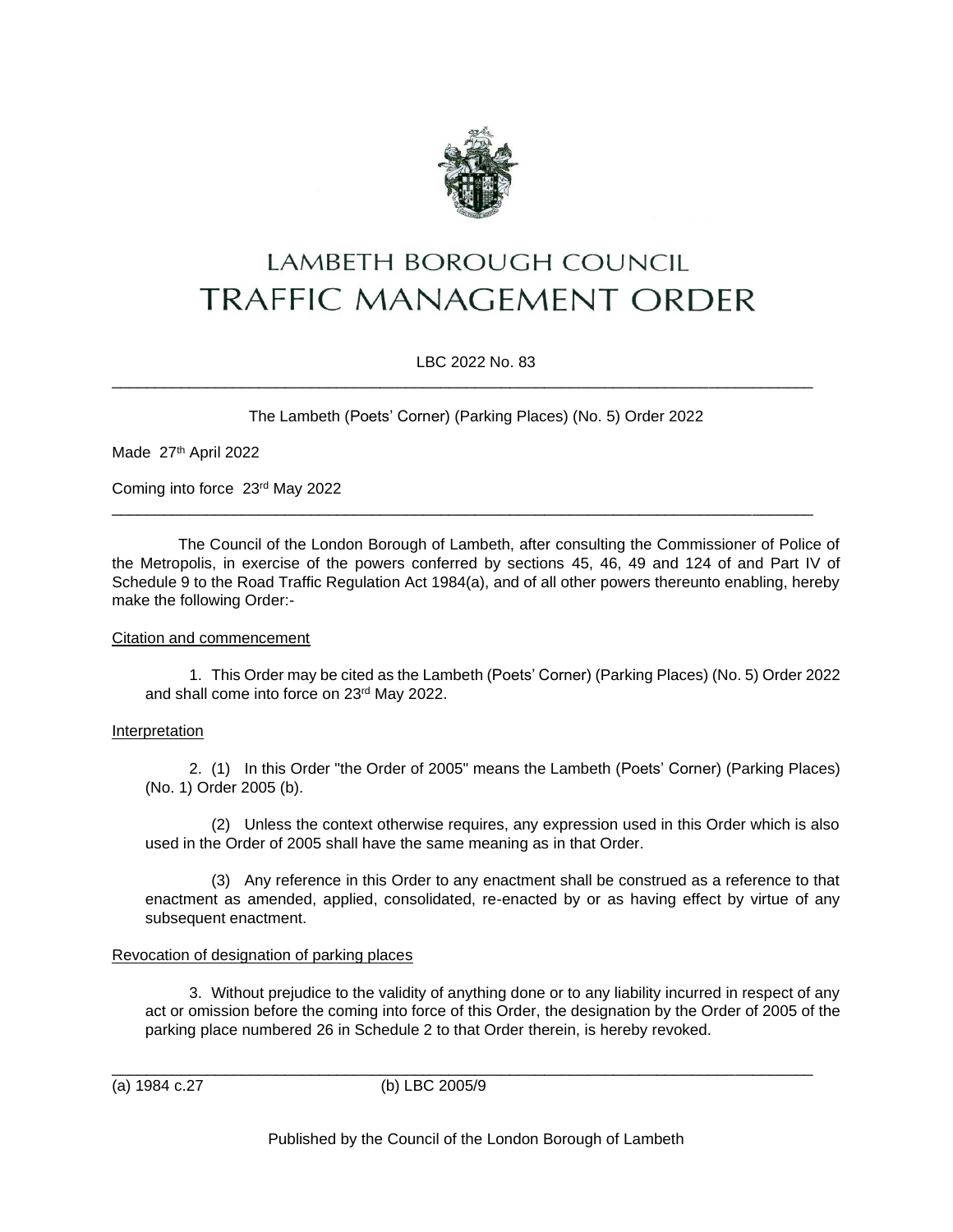# LAMBETH BOROUGH COUNCIL
# TRAFFIC MANAGEMENT ORDER

LBC 2022 No. 83

---

The Lambeth (Poets' Corner) (Parking Places) (No. 5) Order 2022

Made 27th April 2022

Coming into force 23rd May 2022

---

The Council of the London Borough of Lambeth, after consulting the Commissioner of Police of the Metropolis, in exercise of the powers conferred by sections 45, 46, 49 and 124 of and Part IV of Schedule 9 to the Road Traffic Regulation Act 1984(a), and of all other powers thereunto enabling, hereby make the following Order:-

Citation and commencement

1. This Order may be cited as the Lambeth (Poets' Corner) (Parking Places) (No. 5) Order 2022 and shall come into force on 23rd May 2022.

Interpretation

2. (1) In this Order "the Order of 2005" means the Lambeth (Poets' Corner) (Parking Places) (No. 1) Order 2005 (b).

(2) Unless the context otherwise requires, any expression used in this Order which is also used in the Order of 2005 shall have the same meaning as in that Order.

(3) Any reference in this Order to any enactment shall be construed as a reference to that enactment as amended, applied, consolidated, re-enacted by or as having effect by virtue of any subsequent enactment.

Revocation of designation of parking places

3. Without prejudice to the validity of anything done or to any liability incurred in respect of any act or omission before the coming into force of this Order, the designation by the Order of 2005 of the parking place numbered 26 in Schedule 2 to that Order therein, is hereby revoked.

---

(a) 1984 c.27 (b) LBC 2005/9

Published by the Council of the London Borough of Lambeth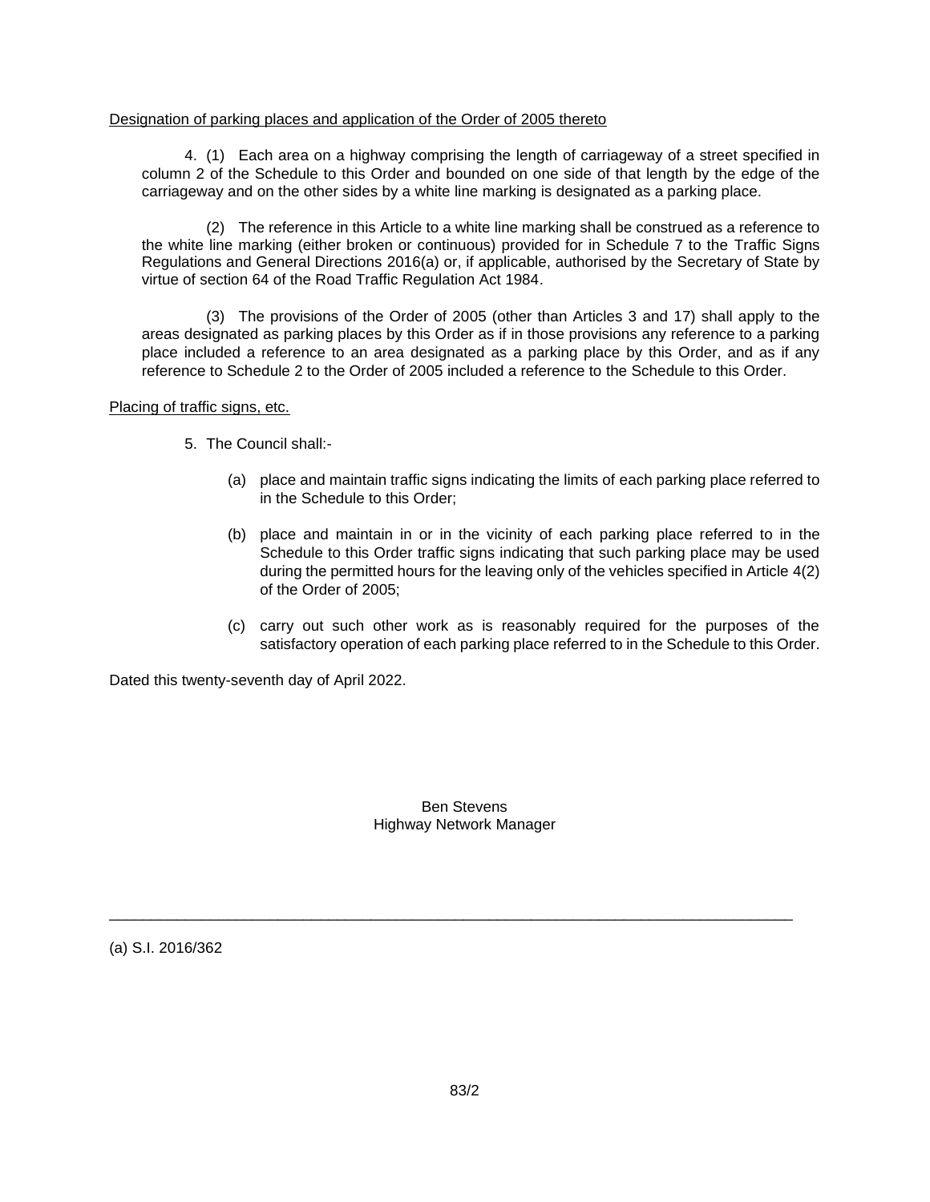Designation of parking places and application of the Order of 2005 thereto

4. (1) Each area on a highway comprising the length of carriageway of a street specified in column 2 of the Schedule to this Order and bounded on one side of that length by the edge of the carriageway and on the other sides by a white line marking is designated as a parking place.

(2) The reference in this Article to a white line marking shall be construed as a reference to the white line marking (either broken or continuous) provided for in Schedule 7 to the Traffic Signs Regulations and General Directions 2016(a) or, if applicable, authorised by the Secretary of State by virtue of section 64 of the Road Traffic Regulation Act 1984.

(3) The provisions of the Order of 2005 (other than Articles 3 and 17) shall apply to the areas designated as parking places by this Order as if in those provisions any reference to a parking place included a reference to an area designated as a parking place by this Order, and as if any reference to Schedule 2 to the Order of 2005 included a reference to the Schedule to this Order.

Placing of traffic signs, etc.

5. The Council shall:-

(a) place and maintain traffic signs indicating the limits of each parking place referred to in the Schedule to this Order;

(b) place and maintain in or in the vicinity of each parking place referred to in the Schedule to this Order traffic signs indicating that such parking place may be used during the permitted hours for the leaving only of the vehicles specified in Article 4(2) of the Order of 2005;

(c) carry out such other work as is reasonably required for the purposes of the satisfactory operation of each parking place referred to in the Schedule to this Order.

Dated this twenty-seventh day of April 2022.

Ben Stevens
Highway Network Manager

---

(a) S.I. 2016/362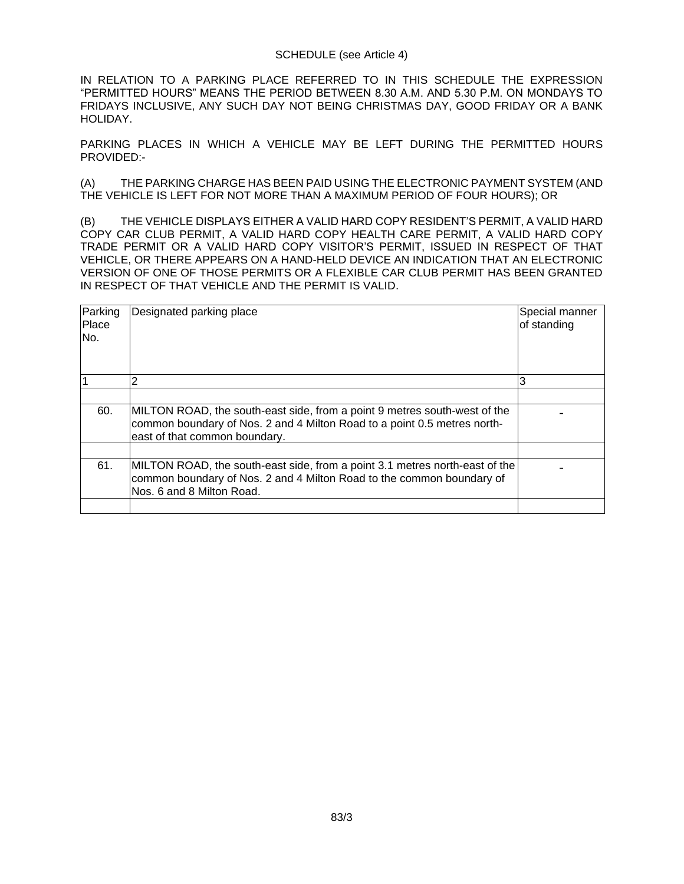SCHEDULE (see Article 4)

IN RELATION TO A PARKING PLACE REFERRED TO IN THIS SCHEDULE THE EXPRESSION "PERMITTED HOURS" MEANS THE PERIOD BETWEEN 8.30 A.M. AND 5.30 P.M. ON MONDAYS TO FRIDAYS INCLUSIVE, ANY SUCH DAY NOT BEING CHRISTMAS DAY, GOOD FRIDAY OR A BANK HOLIDAY.

PARKING PLACES IN WHICH A VEHICLE MAY BE LEFT DURING THE PERMITTED HOURS PROVIDED:-

(A) THE PARKING CHARGE HAS BEEN PAID USING THE ELECTRONIC PAYMENT SYSTEM (AND THE VEHICLE IS LEFT FOR NOT MORE THAN A MAXIMUM PERIOD OF FOUR HOURS); OR

(B) THE VEHICLE DISPLAYS EITHER A VALID HARD COPY RESIDENT'S PERMIT, A VALID HARD COPY CAR CLUB PERMIT, A VALID HARD COPY HEALTH CARE PERMIT, A VALID HARD COPY TRADE PERMIT OR A VALID HARD COPY VISITOR'S PERMIT, ISSUED IN RESPECT OF THAT VEHICLE, OR THERE APPEARS ON A HAND-HELD DEVICE AN INDICATION THAT AN ELECTRONIC VERSION OF ONE OF THOSE PERMITS OR A FLEXIBLE CAR CLUB PERMIT HAS BEEN GRANTED IN RESPECT OF THAT VEHICLE AND THE PERMIT IS VALID.

| Parking Place No. | Designated parking place | Special manner of standing |
|---|---|---|
| 1 | 2 | 3 |
| | | |
| 60. | MILTON ROAD, the south-east side, from a point 9 metres south-west of the common boundary of Nos. 2 and 4 Milton Road to a point 0.5 metres north-east of that common boundary. | - |
| | | |
| 61. | MILTON ROAD, the south-east side, from a point 3.1 metres north-east of the common boundary of Nos. 2 and 4 Milton Road to the common boundary of Nos. 6 and 8 Milton Road. | - |
| | | |

83/3